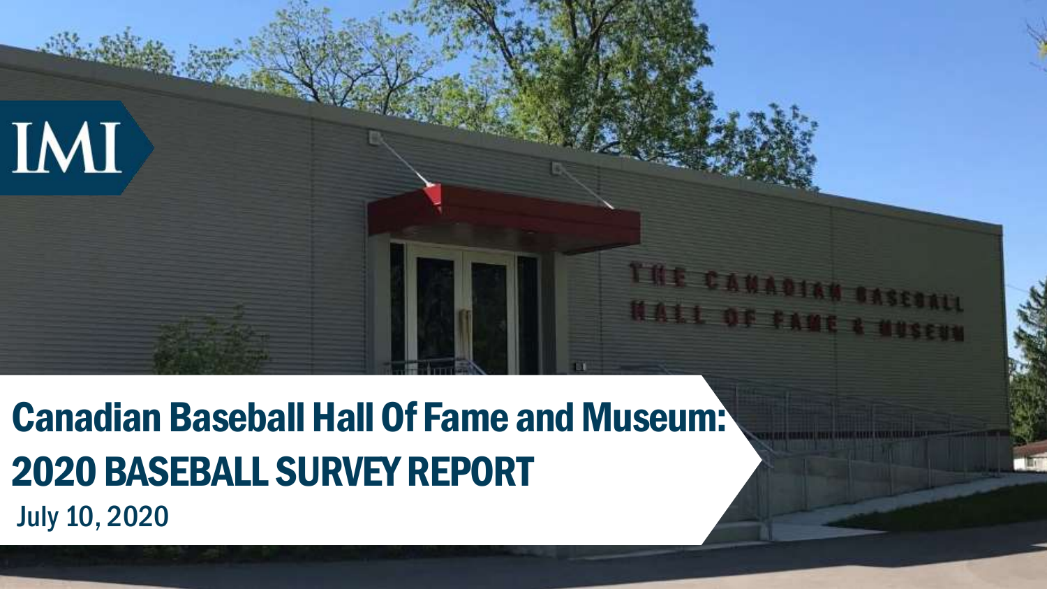IMI

# Canadian Baseball Hall Of Fame and Museum:

# 2020 BASEBALL SURVEY REPORT

July 10, 2020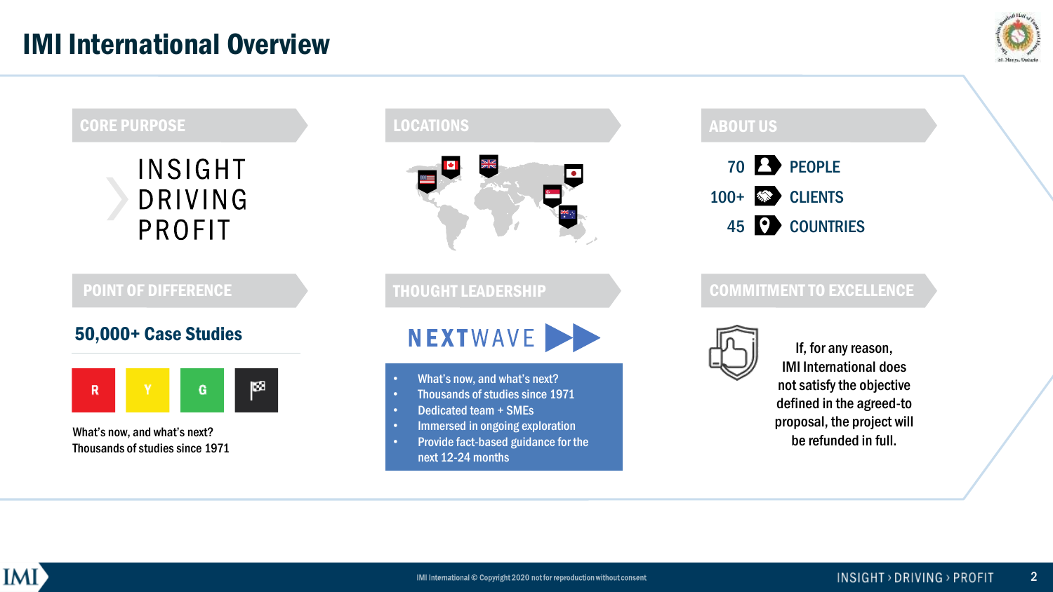# IMI International Overview

## CORE PURPOSE

INSIGHT
DRIVING
PROFIT

## LOCATIONS

## ABOUT US

70 PEOPLE

100+ CLIENTS

45 COUNTRIES

## POINT OF DIFFERENCE

**50,000+ Case Studies**

R | Y | G

What's now, and what's next?
Thousands of studies since 1971

## THOUGHT LEADERSHIP

NEXTWAVE

- What's now, and what's next?
- Thousands of studies since 1971
- Dedicated team + SMEs
- Immersed in ongoing exploration
- Provide fact-based guidance for the next 12-24 months

## COMMITMENT TO EXCELLENCE

If, for any reason, IMI International does not satisfy the objective defined in the agreed-to proposal, the project will be refunded in full.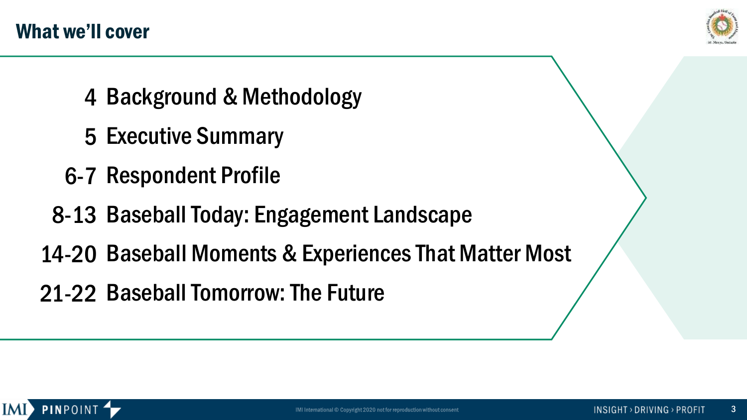# What we'll cover

| | |
|---|---|
| 4 | Background & Methodology |
| 5 | Executive Summary |
| 6-7 | Respondent Profile |
| 8-13 | Baseball Today: Engagement Landscape |
| 14-20 | Baseball Moments & Experiences That Matter Most |
| 21-22 | Baseball Tomorrow: The Future |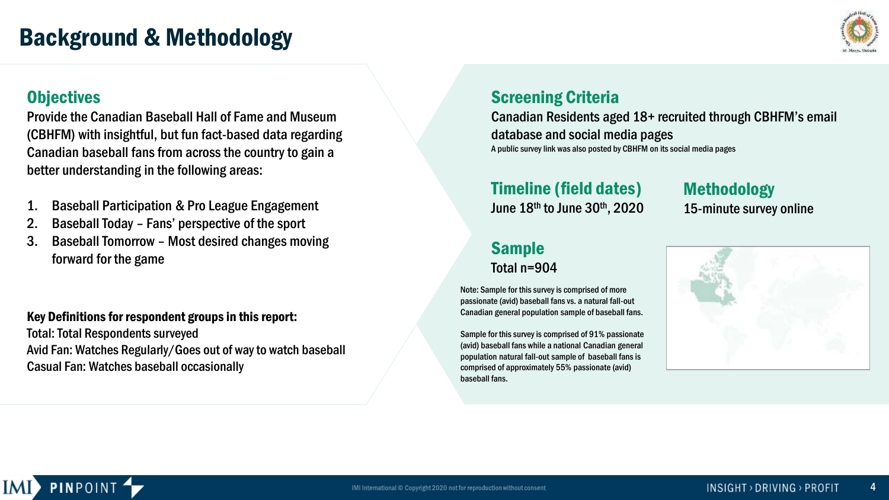# Background & Methodology

## Objectives

Provide the Canadian Baseball Hall of Fame and Museum (CBHFM) with insightful, but fun fact-based data regarding Canadian baseball fans from across the country to gain a better understanding in the following areas:

1. Baseball Participation & Pro League Engagement
2. Baseball Today – Fans' perspective of the sport
3. Baseball Tomorrow – Most desired changes moving forward for the game

**Key Definitions for respondent groups in this report:**

Total: Total Respondents surveyed
Avid Fan: Watches Regularly/Goes out of way to watch baseball
Casual Fan: Watches baseball occasionally

## Screening Criteria

Canadian Residents aged 18+ recruited through CBHFM's email database and social media pages

A public survey link was also posted by CBHFM on its social media pages

## Timeline (field dates)

June 18th to June 30th, 2020

## Methodology

15-minute survey online

## Sample

Total n=904

Note: Sample for this survey is comprised of more passionate (avid) baseball fans vs. a natural fall-out Canadian general population sample of baseball fans.

Sample for this survey is comprised of 91% passionate (avid) baseball fans while a national Canadian general population natural fall-out sample of baseball fans is comprised of approximately 55% passionate (avid) baseball fans.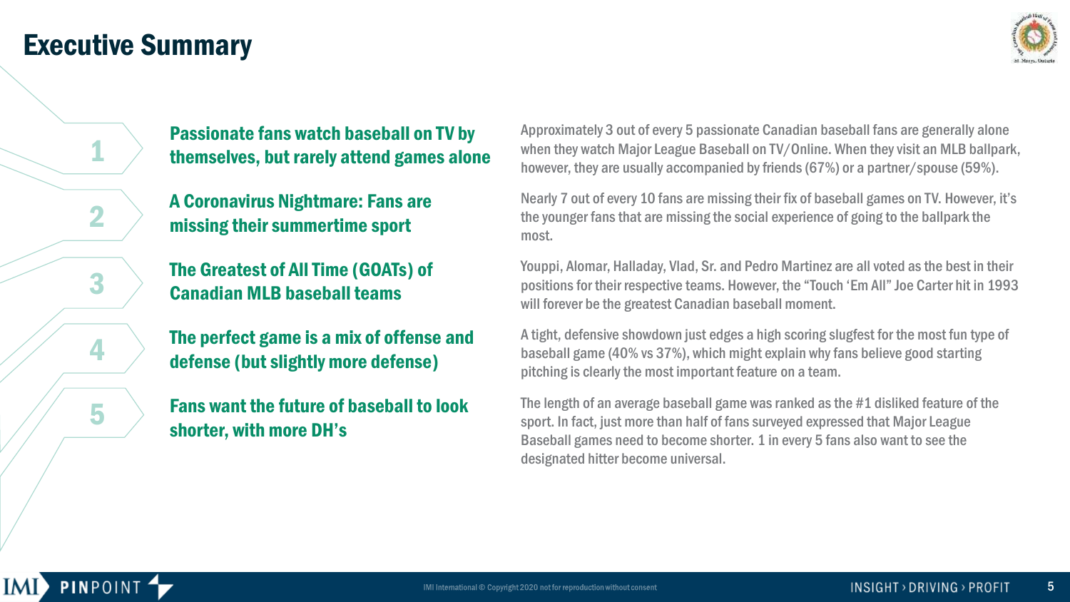# Executive Summary

## 1. Passionate fans watch baseball on TV by themselves, but rarely attend games alone

Approximately 3 out of every 5 passionate Canadian baseball fans are generally alone when they watch Major League Baseball on TV/Online. When they visit an MLB ballpark, however, they are usually accompanied by friends (67%) or a partner/spouse (59%).

## 2. A Coronavirus Nightmare: Fans are missing their summertime sport

Nearly 7 out of every 10 fans are missing their fix of baseball games on TV. However, it's the younger fans that are missing the social experience of going to the ballpark the most.

## 3. The Greatest of All Time (GOATs) of Canadian MLB baseball teams

Youppi, Alomar, Halladay, Vlad, Sr. and Pedro Martinez are all voted as the best in their positions for their respective teams. However, the "Touch 'Em All" Joe Carter hit in 1993 will forever be the greatest Canadian baseball moment.

## 4. The perfect game is a mix of offense and defense (but slightly more defense)

A tight, defensive showdown just edges a high scoring slugfest for the most fun type of baseball game (40% vs 37%), which might explain why fans believe good starting pitching is clearly the most important feature on a team.

## 5. Fans want the future of baseball to look shorter, with more DH's

The length of an average baseball game was ranked as the #1 disliked feature of the sport. In fact, just more than half of fans surveyed expressed that Major League Baseball games need to become shorter. 1 in every 5 fans also want to see the designated hitter become universal.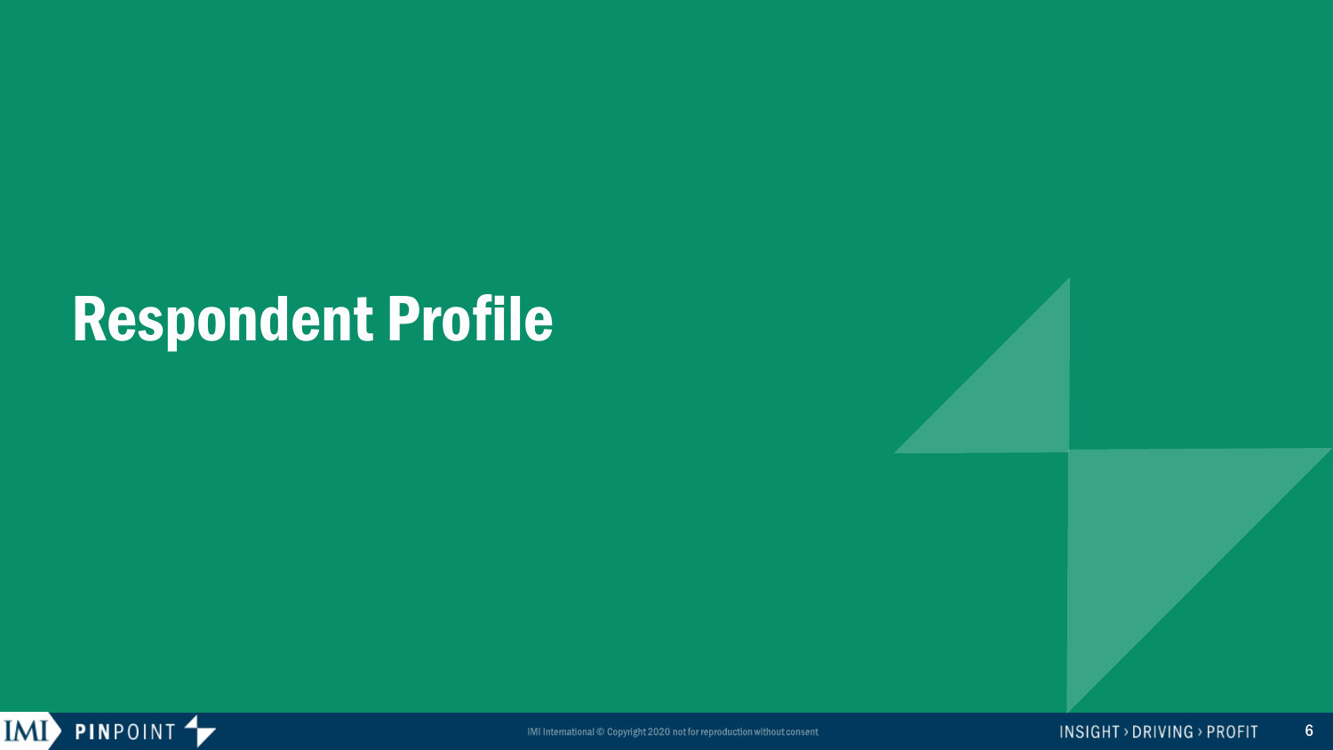# Respondent Profile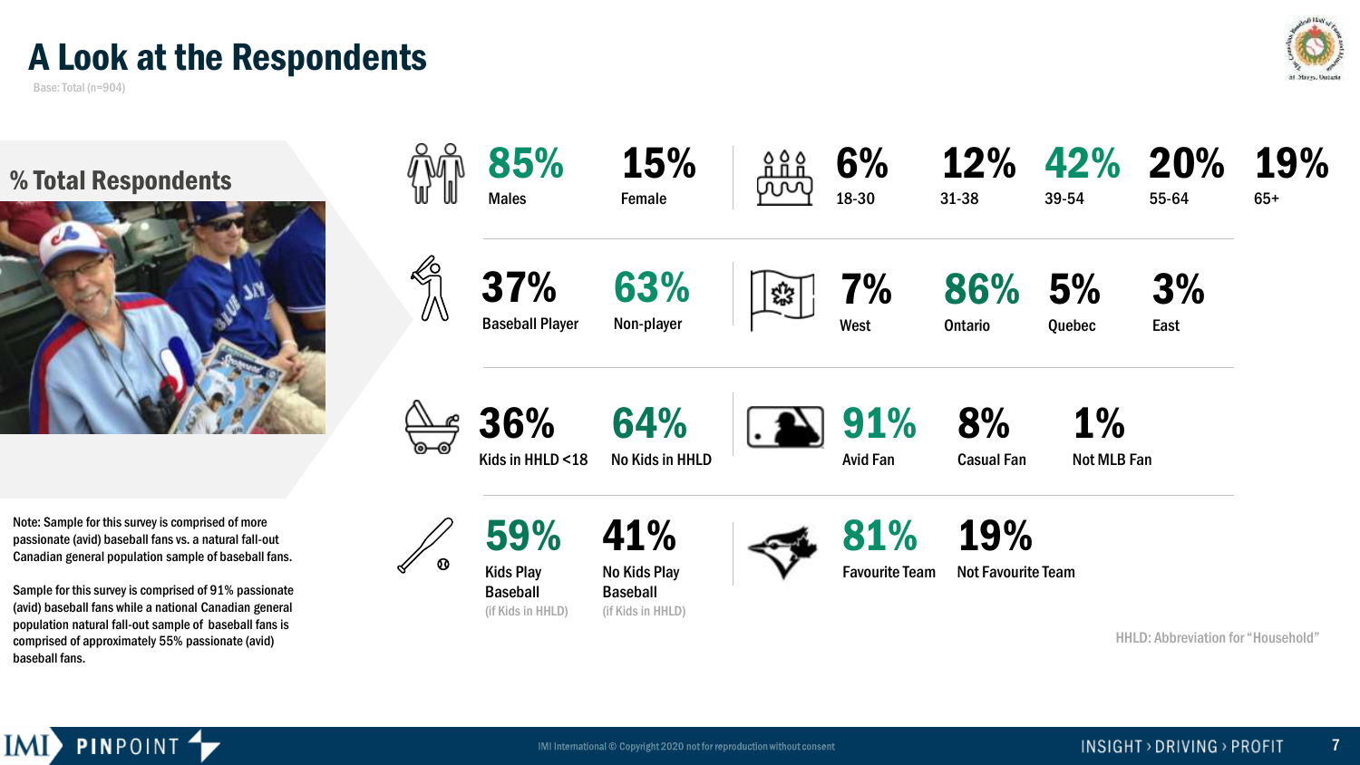# A Look at the Respondents

Base: Total (n=904)

## % Total Respondents

| | | | | | |
|---|---|---|---|---|---|
| 85% Males | 15% Female | | | | |
| 6% 18-30 | 12% 31-38 | 42% 39-54 | 20% 55-64 | 19% 65+ | |
| 37% Baseball Player | 63% Non-player | | | | |
| 7% West | 86% Ontario | 5% Quebec | 3% East | | |
| 36% Kids in HHLD <18 | 64% No Kids in HHLD | | | | |
| 91% Avid Fan | 8% Casual Fan | 1% Not MLB Fan | | | |
| 59% Kids Play Baseball (if Kids in HHLD) | 41% No Kids Play Baseball (if Kids in HHLD) | | | | |
| 81% Favourite Team | 19% Not Favourite Team | | | | |

Note: Sample for this survey is comprised of more passionate (avid) baseball fans vs. a natural fall-out Canadian general population sample of baseball fans.

Sample for this survey is comprised of 91% passionate (avid) baseball fans while a national Canadian general population natural fall-out sample of baseball fans is comprised of approximately 55% passionate (avid) baseball fans.

HHLD: Abbreviation for "Household"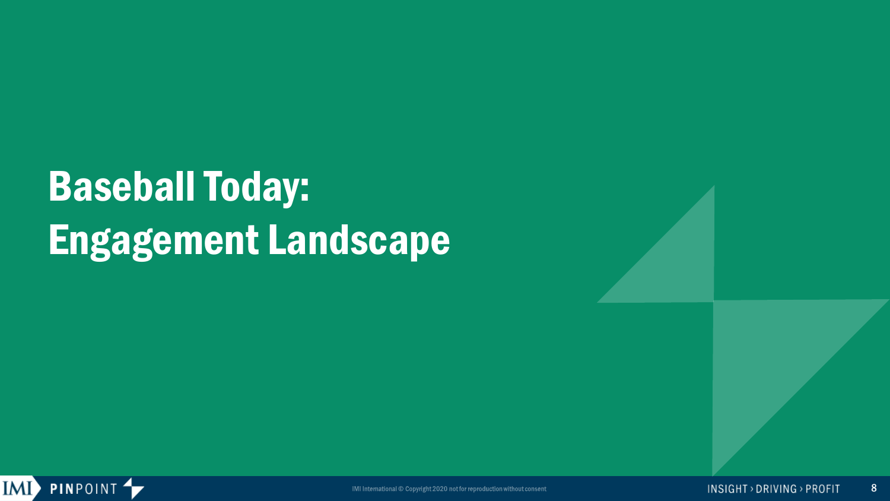# Baseball Today: Engagement Landscape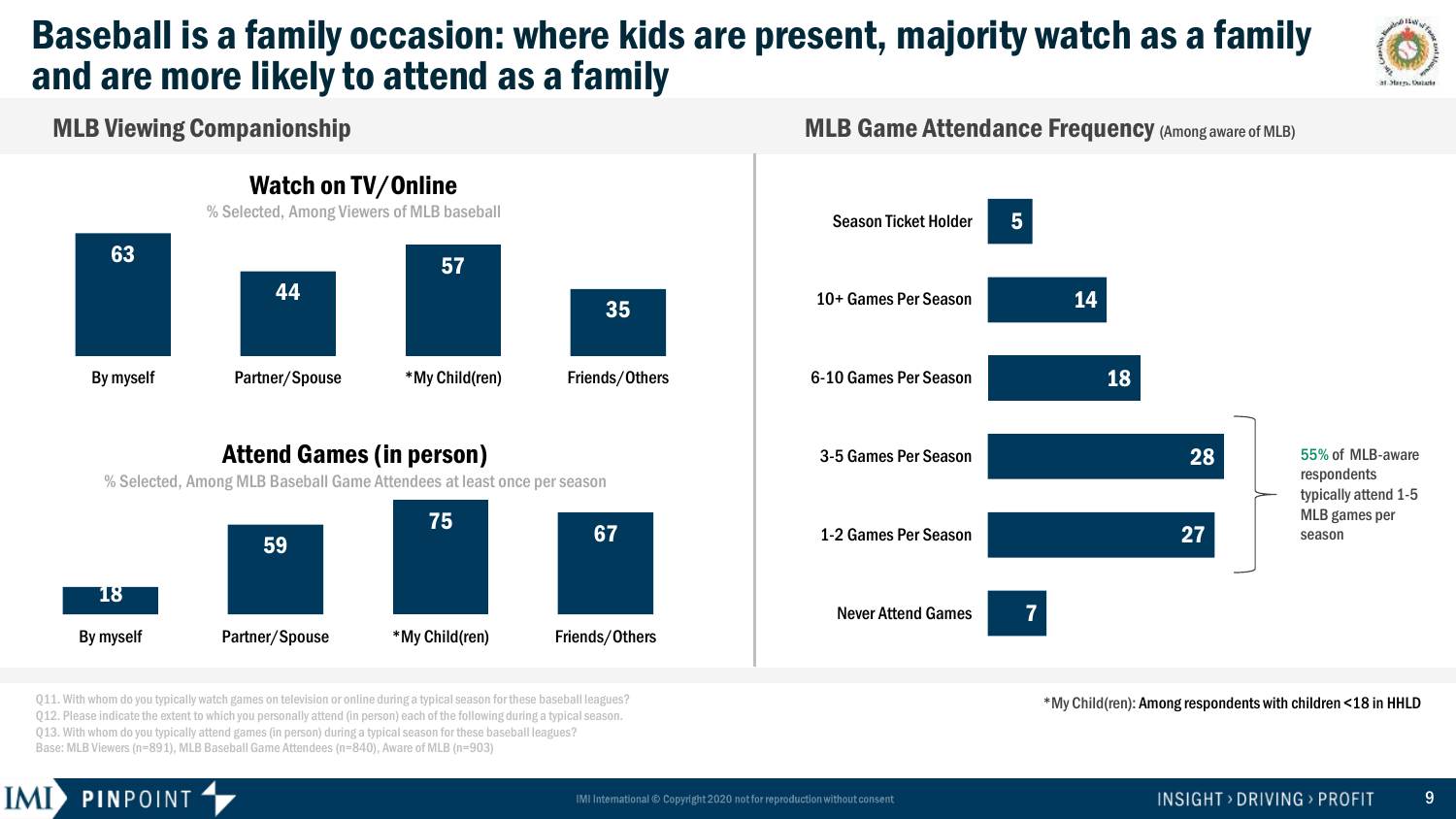# Baseball is a family occasion: where kids are present, majority watch as a family and are more likely to attend as a family

## MLB Viewing Companionship

### Watch on TV/Online

% Selected, Among Viewers of MLB baseball

| By myself | Partner/Spouse | *My Child(ren) | Friends/Others |
|---|---|---|---|
| 63 | 44 | 57 | 35 |

### Attend Games (in person)

% Selected, Among MLB Baseball Game Attendees at least once per season

| By myself | Partner/Spouse | *My Child(ren) | Friends/Others |
|---|---|---|---|
| 18 | 59 | 75 | 67 |

## MLB Game Attendance Frequency (Among aware of MLB)

| Frequency | % |
|---|---|
| Season Ticket Holder | 5 |
| 10+ Games Per Season | 14 |
| 6-10 Games Per Season | 18 |
| 3-5 Games Per Season | 28 |
| 1-2 Games Per Season | 27 |
| Never Attend Games | 7 |

55% of MLB-aware respondents typically attend 1-5 MLB games per season

*My Child(ren): Among respondents with children <18 in HHLD

Q11. With whom do you typically watch games on television or online during a typical season for these baseball leagues?
Q12. Please indicate the extent to which you personally attend (in person) each of the following during a typical season.
Q13. With whom do you typically attend games (in person) during a typical season for these baseball leagues?
Base: MLB Viewers (n=891), MLB Baseball Game Attendees (n=840), Aware of MLB (n=903)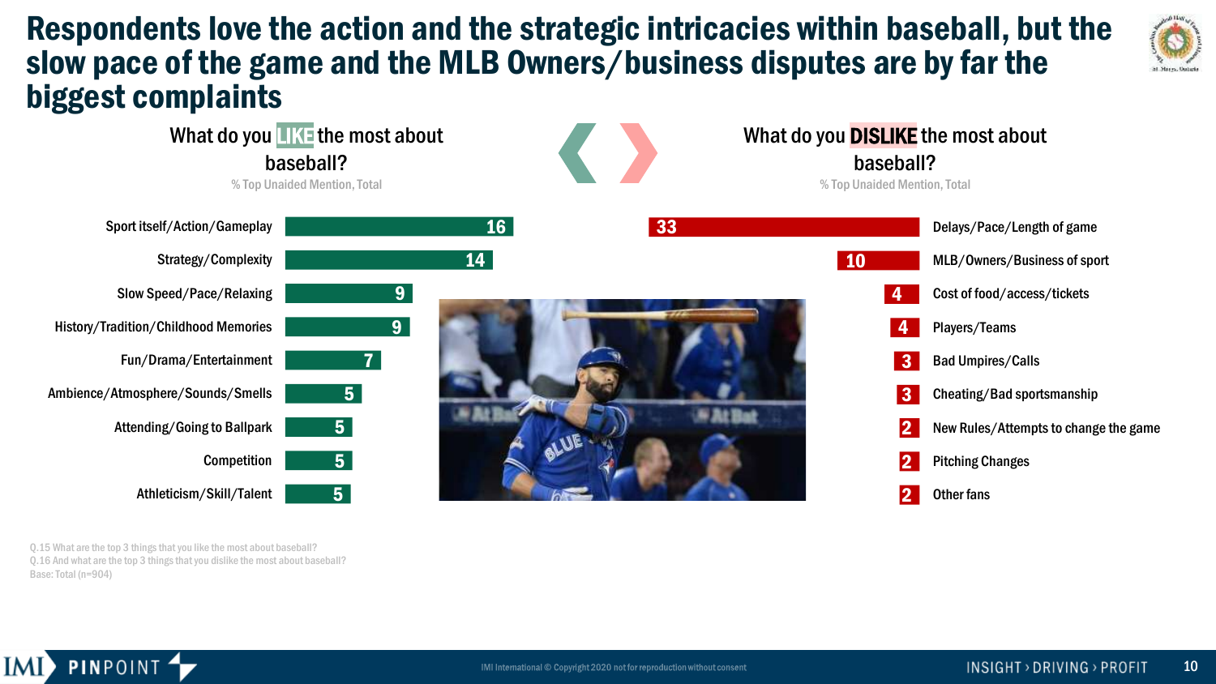# Respondents love the action and the strategic intricacies within baseball, but the slow pace of the game and the MLB Owners/business disputes are by far the biggest complaints

## What do you LIKE the most about baseball?

% Top Unaided Mention, Total

| Item | % |
|---|---|
| Sport itself/Action/Gameplay | 16 |
| Strategy/Complexity | 14 |
| Slow Speed/Pace/Relaxing | 9 |
| History/Tradition/Childhood Memories | 9 |
| Fun/Drama/Entertainment | 7 |
| Ambience/Atmosphere/Sounds/Smells | 5 |
| Attending/Going to Ballpark | 5 |
| Competition | 5 |
| Athleticism/Skill/Talent | 5 |

## What do you DISLIKE the most about baseball?

% Top Unaided Mention, Total

| Item | % |
|---|---|
| Delays/Pace/Length of game | 33 |
| MLB/Owners/Business of sport | 10 |
| Cost of food/access/tickets | 4 |
| Players/Teams | 4 |
| Bad Umpires/Calls | 3 |
| Cheating/Bad sportsmanship | 3 |
| New Rules/Attempts to change the game | 2 |
| Pitching Changes | 2 |
| Other fans | 2 |

Q.15 What are the top 3 things that you like the most about baseball?
Q.16 And what are the top 3 things that you dislike the most about baseball?
Base: Total (n=904)

IMI International © Copyright 2020 not for reproduction without consent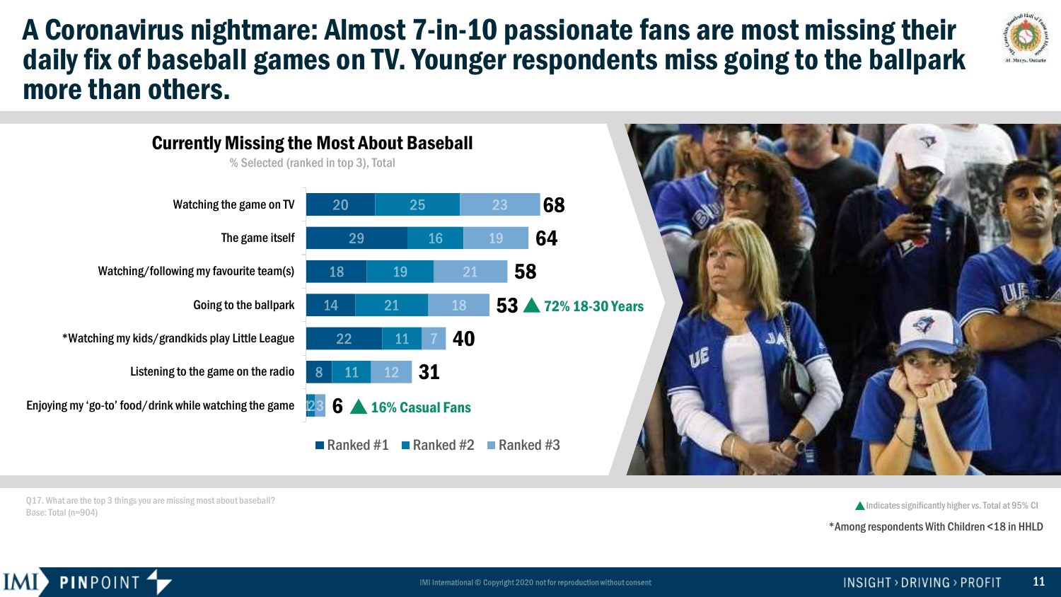# A Coronavirus nightmare: Almost 7-in-10 passionate fans are most missing their daily fix of baseball games on TV. Younger respondents miss going to the ballpark more than others.

## Currently Missing the Most About Baseball

% Selected (ranked in top 3), Total

| | Ranked #1 | Ranked #2 | Ranked #3 | Total | |
|---|---|---|---|---|---|
| Watching the game on TV | 20 | 25 | 23 | 68 | |
| The game itself | 29 | 16 | 19 | 64 | |
| Watching/following my favourite team(s) | 18 | 19 | 21 | 58 | |
| Going to the ballpark | 14 | 21 | 18 | 53 | ▲ 72% 18-30 Years |
| *Watching my kids/grandkids play Little League | 22 | 11 | 7 | 40 | |
| Listening to the game on the radio | 8 | 11 | 12 | 31 | |
| Enjoying my 'go-to' food/drink while watching the game | 1 | 2 | 3 | 6 | ▲ 16% Casual Fans |

Q17. What are the top 3 things you are missing most about baseball?
Base: Total (n=904)

▲ Indicates significantly higher vs. Total at 95% CI

*Among respondents With Children <18 in HHLD

IMI International © Copyright 2020 not for reproduction without consent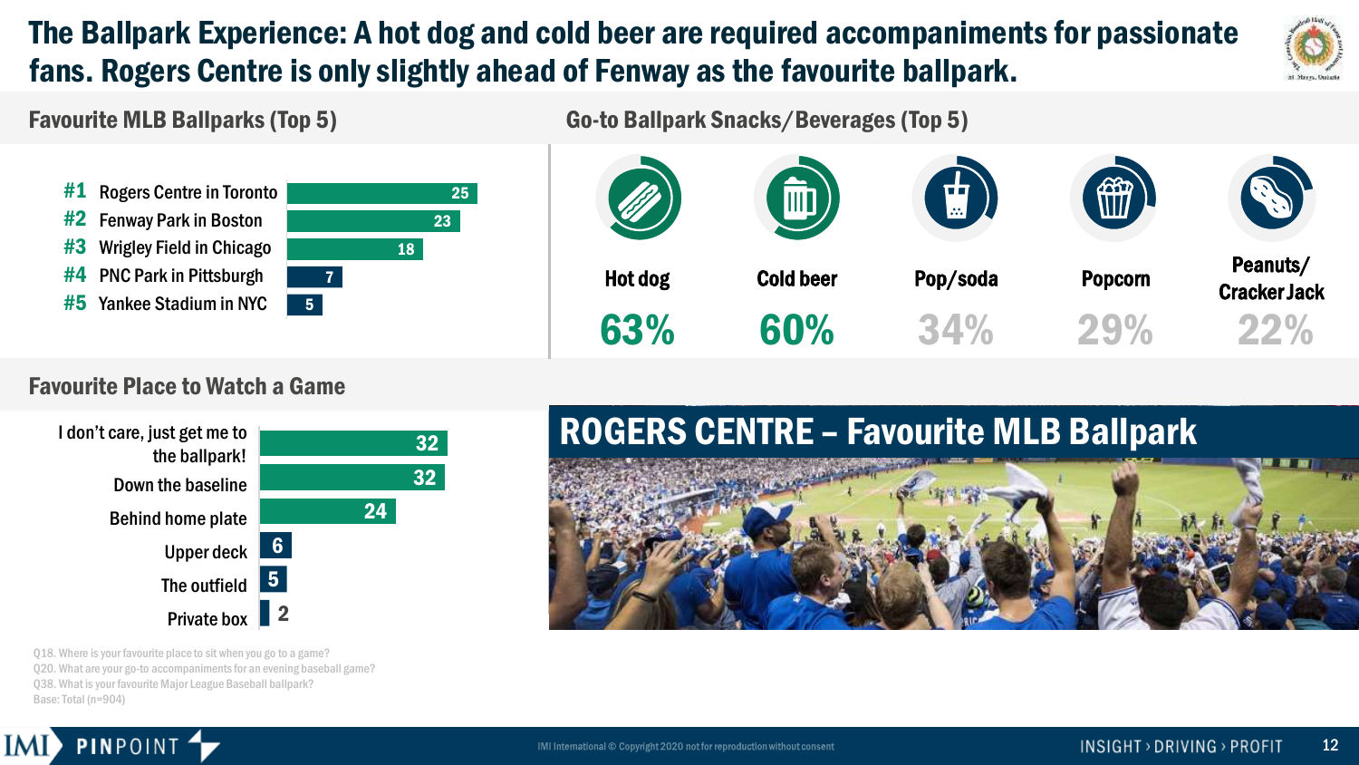# The Ballpark Experience: A hot dog and cold beer are required accompaniments for passionate fans. Rogers Centre is only slightly ahead of Fenway as the favourite ballpark.

## Favourite MLB Ballparks (Top 5)

| Rank | Ballpark | % |
|---|---|---|
| #1 | Rogers Centre in Toronto | 25 |
| #2 | Fenway Park in Boston | 23 |
| #3 | Wrigley Field in Chicago | 18 |
| #4 | PNC Park in Pittsburgh | 7 |
| #5 | Yankee Stadium in NYC | 5 |

## Go-to Ballpark Snacks/Beverages (Top 5)

| Snack/Beverage | % |
|---|---|
| Hot dog | 63% |
| Cold beer | 60% |
| Pop/soda | 34% |
| Popcorn | 29% |
| Peanuts/ Cracker Jack | 22% |

## Favourite Place to Watch a Game

| Place | % |
|---|---|
| I don't care, just get me to the ballpark! | 32 |
| Down the baseline | 32 |
| Behind home plate | 24 |
| Upper deck | 6 |
| The outfield | 5 |
| Private box | 2 |

## ROGERS CENTRE – Favourite MLB Ballpark

Q18. Where is your favourite place to sit when you go to a game?
Q20. What are your go-to accompaniments for an evening baseball game?
Q38. What is your favourite Major League Baseball ballpark?
Base: Total (n=904)

IMI International © Copyright 2020 not for reproduction without consent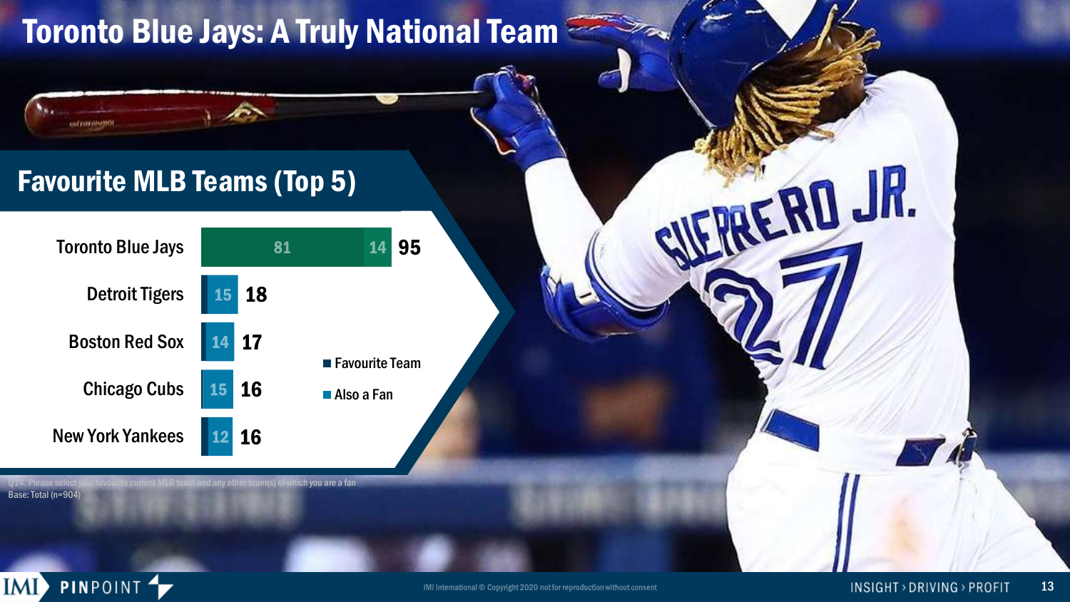# Toronto Blue Jays: A Truly National Team

## Favourite MLB Teams (Top 5)

| Team | Favourite Team | Also a Fan | Total |
|---|---|---|---|
| Toronto Blue Jays | 81 | 14 | 95 |
| Detroit Tigers | | 15 | 18 |
| Boston Red Sox | | 14 | 17 |
| Chicago Cubs | | 15 | 16 |
| New York Yankees | | 12 | 16 |

Q14. Please select your favourite current MLB team and any other team(s) of which you are a fan
Base: Total (n=904)

IMI International © Copyright 2020 not for reproduction without consent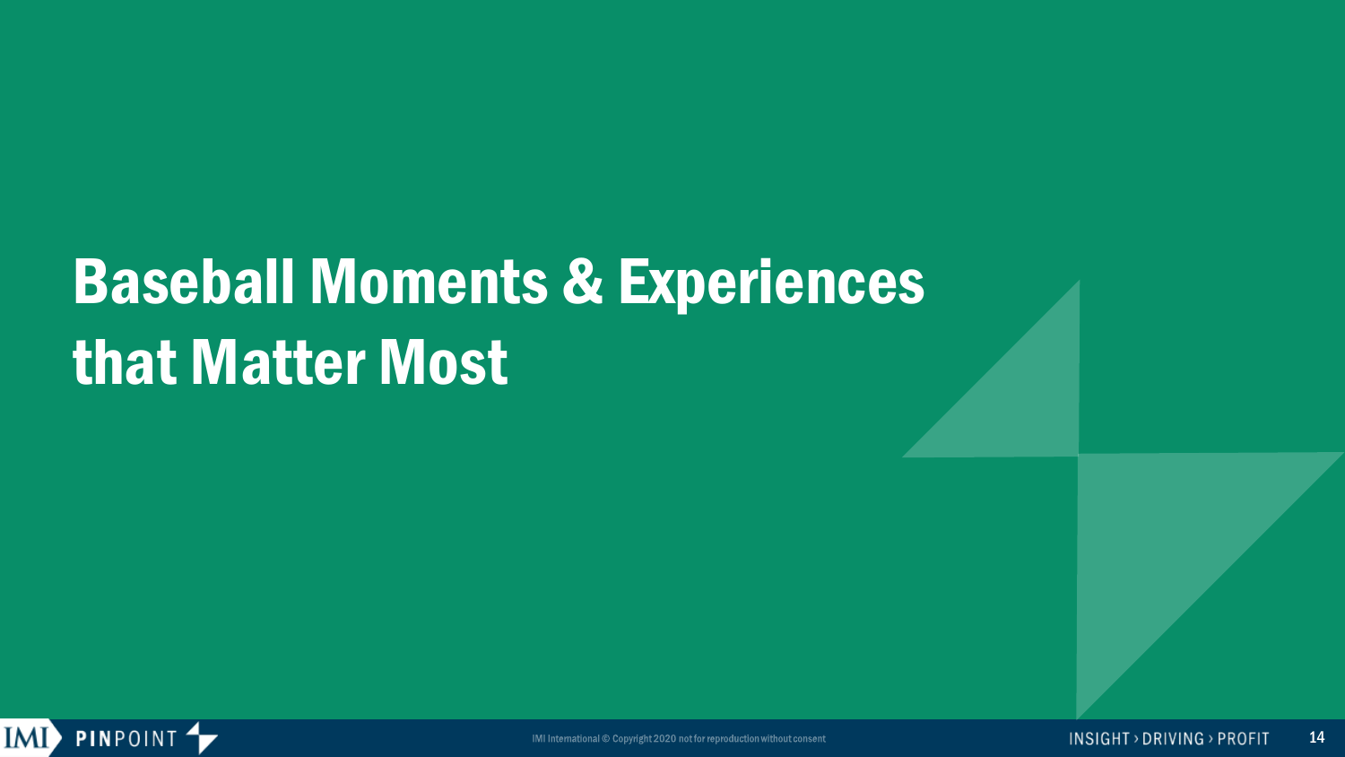# Baseball Moments & Experiences that Matter Most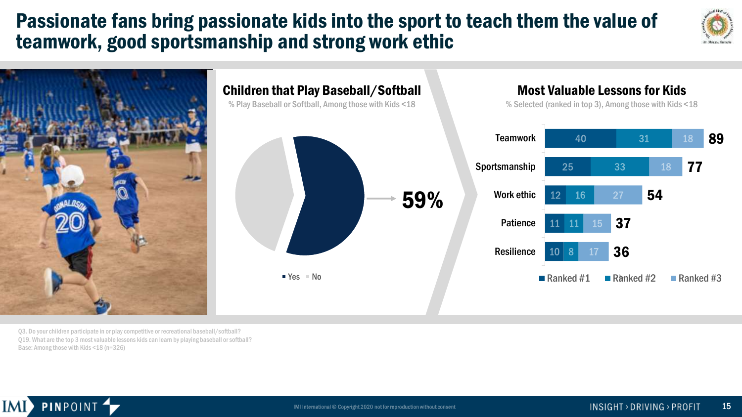# Passionate fans bring passionate kids into the sport to teach them the value of teamwork, good sportsmanship and strong work ethic

## Children that Play Baseball/Softball

% Play Baseball or Softball, Among those with Kids <18

| Response | % |
|---|---|
| Yes | 59% |

## Most Valuable Lessons for Kids

% Selected (ranked in top 3), Among those with Kids <18

| Lesson | Ranked #1 | Ranked #2 | Ranked #3 | Total |
|---|---|---|---|---|
| Teamwork | 40 | 31 | 18 | 89 |
| Sportsmanship | 25 | 33 | 18 | 77 |
| Work ethic | 12 | 16 | 27 | 54 |
| Patience | 11 | 11 | 15 | 37 |
| Resilience | 10 | 8 | 17 | 36 |

Q3. Do your children participate in or play competitive or recreational baseball/softball?
Q19. What are the top 3 most valuable lessons kids can learn by playing baseball or softball?
Base: Among those with Kids <18 (n=326)

IMI International © Copyright 2020 not for reproduction without consent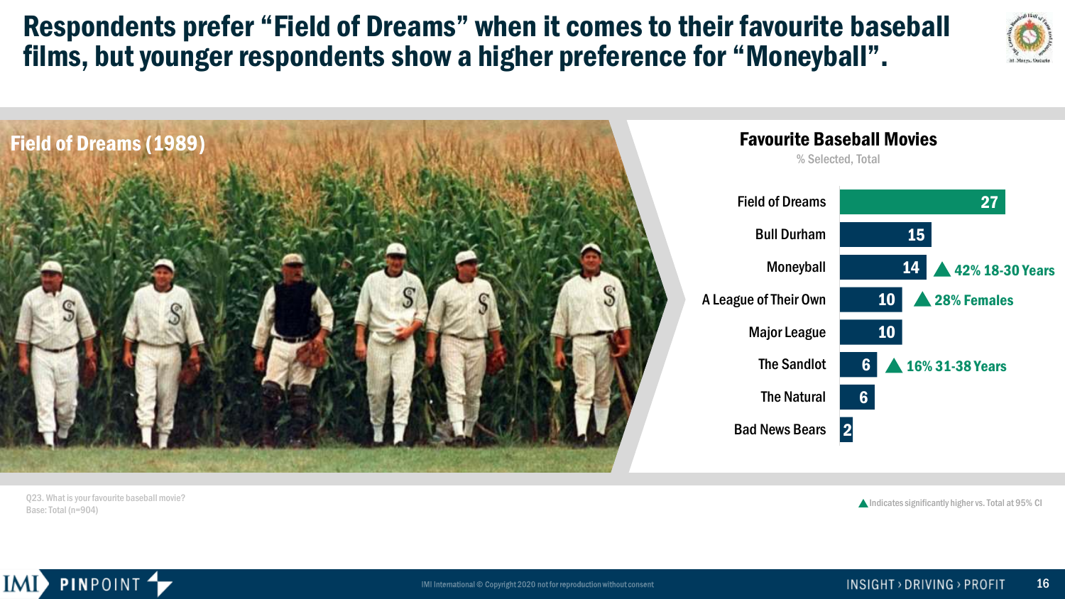# Respondents prefer "Field of Dreams" when it comes to their favourite baseball films, but younger respondents show a higher preference for "Moneyball".

Field of Dreams (1989)

## Favourite Baseball Movies

% Selected, Total

| Movie | % | Significance |
| --- | --- | --- |
| Field of Dreams | 27 | |
| Bull Durham | 15 | |
| Moneyball | 14 | ▲ 42% 18-30 Years |
| A League of Their Own | 10 | ▲ 28% Females |
| Major League | 10 | |
| The Sandlot | 6 | ▲ 16% 31-38 Years |
| The Natural | 6 | |
| Bad News Bears | 2 | |

Q23. What is your favourite baseball movie?
Base: Total (n=904)

▲ Indicates significantly higher vs. Total at 95% CI

IMI International © Copyright 2020 not for reproduction without consent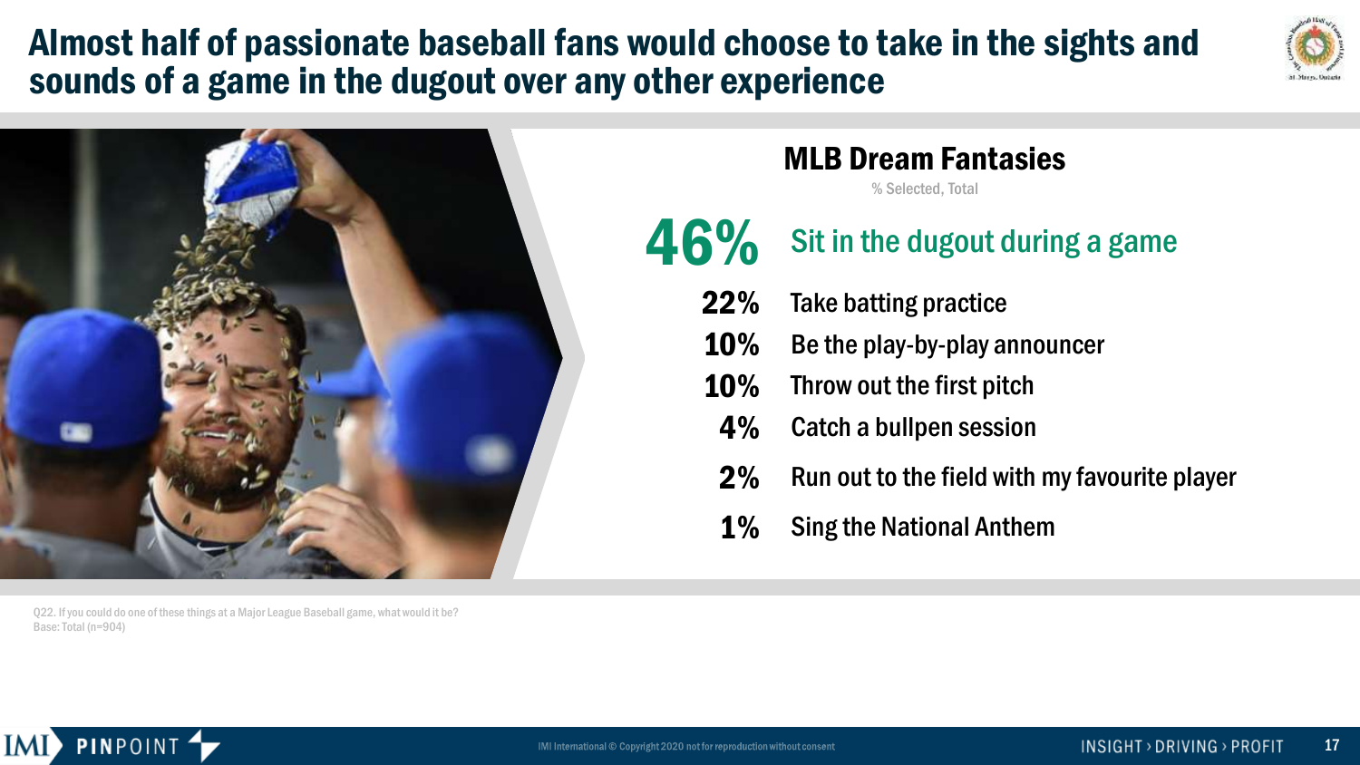# Almost half of passionate baseball fans would choose to take in the sights and sounds of a game in the dugout over any other experience

## MLB Dream Fantasies

% Selected, Total

| % | Experience |
|---|---|
| **46%** | **Sit in the dugout during a game** |
| 22% | Take batting practice |
| 10% | Be the play-by-play announcer |
| 10% | Throw out the first pitch |
| 4% | Catch a bullpen session |
| 2% | Run out to the field with my favourite player |
| 1% | Sing the National Anthem |

Q22. If you could do one of these things at a Major League Baseball game, what would it be?
Base: Total (n=904)

IMI International © Copyright 2020 not for reproduction without consent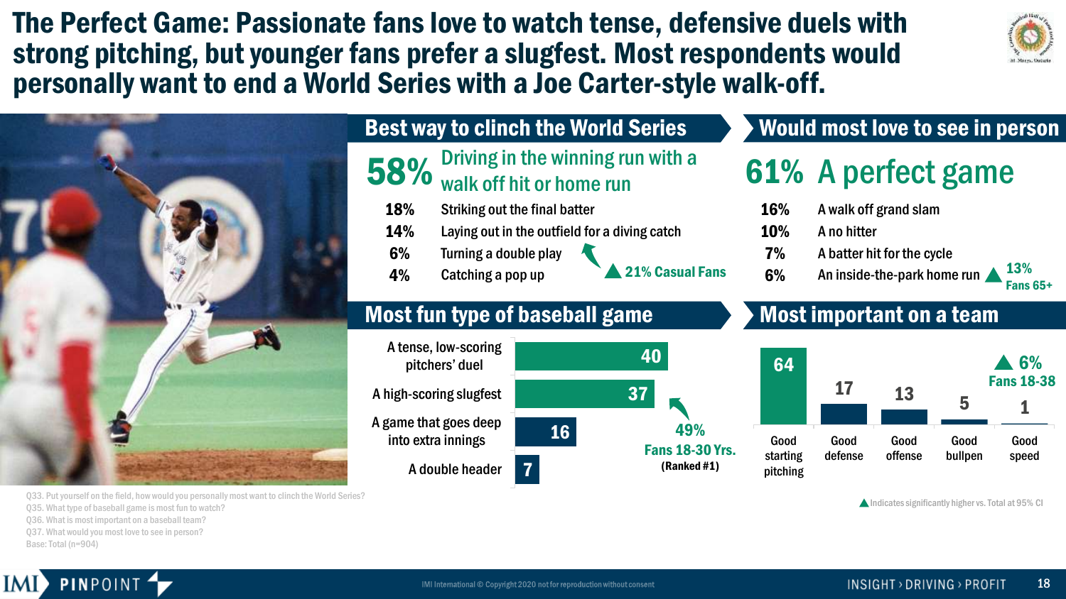# The Perfect Game: Passionate fans love to watch tense, defensive duels with strong pitching, but younger fans prefer a slugfest. Most respondents would personally want to end a World Series with a Joe Carter-style walk-off.

## Best way to clinch the World Series

**58%** Driving in the winning run with a walk off hit or home run

| % | Response |
|---|---|
| 18% | Striking out the final batter |
| 14% | Laying out in the outfield for a diving catch |
| 6% | Turning a double play (▲ 21% Casual Fans) |
| 4% | Catching a pop up |

## Would most love to see in person

**61%** A perfect game

| % | Response |
|---|---|
| 16% | A walk off grand slam |
| 10% | A no hitter |
| 7% | A batter hit for the cycle |
| 6% | An inside-the-park home run (▲ 13% Fans 65+) |

## Most fun type of baseball game

| Type of game | % |
|---|---|
| A tense, low-scoring pitchers' duel | 40 |
| A high-scoring slugfest | 37 (49% Fans 18-30 Yrs. (Ranked #1)) |
| A game that goes deep into extra innings | 16 |
| A double header | 7 |

## Most important on a team

| Good starting pitching | Good defense | Good offense | Good bullpen | Good speed |
|---|---|---|---|---|
| 64 | 17 | 13 | 5 | 1 (▲ 6% Fans 18-38) |

▲ Indicates significantly higher vs. Total at 95% CI

Q33. Put yourself on the field, how would you personally most want to clinch the World Series?
Q35. What type of baseball game is most fun to watch?
Q36. What is most important on a baseball team?
Q37. What would you most love to see in person?
Base: Total (n=904)

IMI International © Copyright 2020 not for reproduction without consent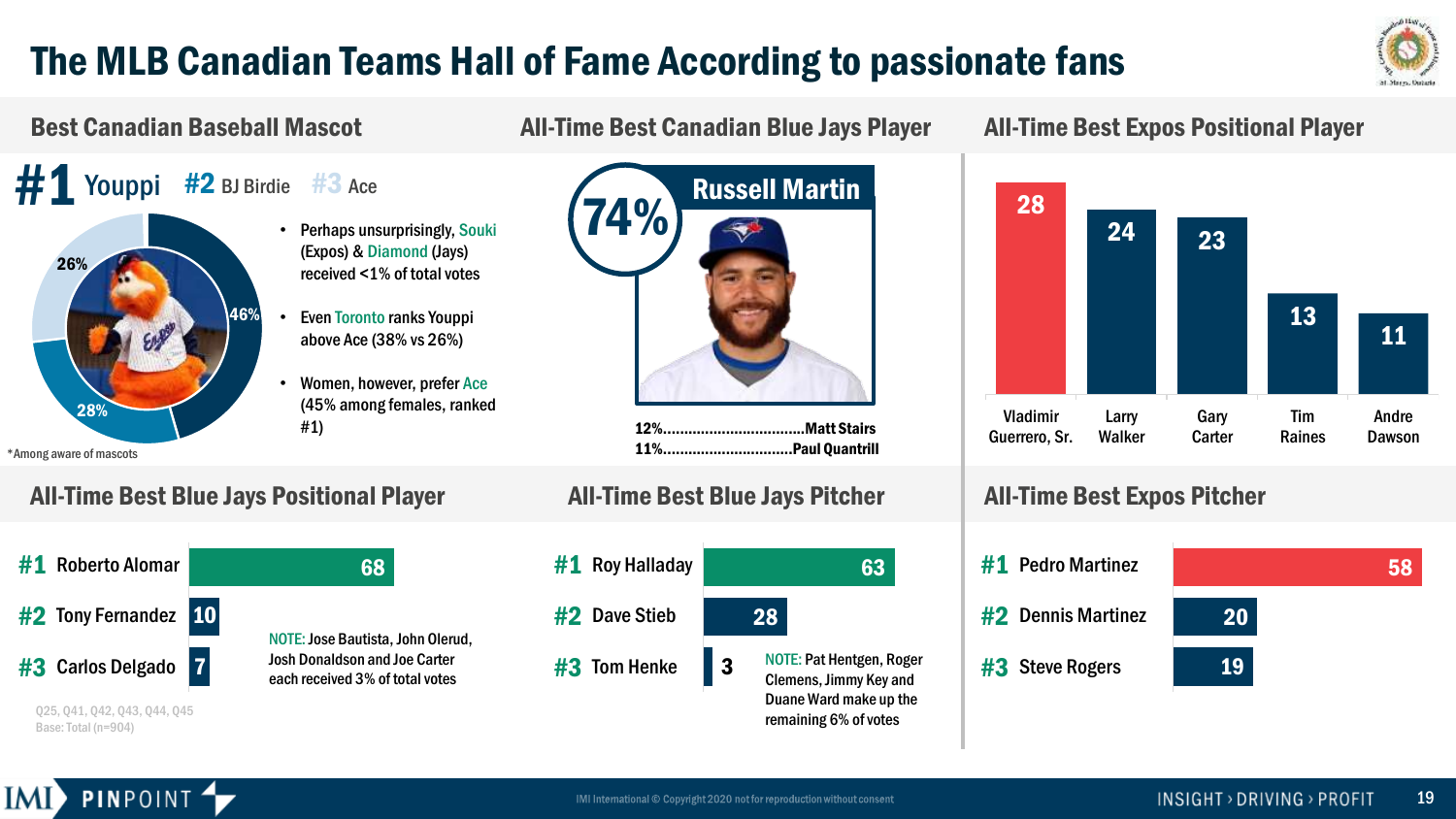# The MLB Canadian Teams Hall of Fame According to passionate fans

## Best Canadian Baseball Mascot

**#1** Youppi **#2** BJ Birdie **#3** Ace

| Mascot | % |
|---|---|
| Youppi | 46% |
| BJ Birdie | 28% |
| Ace | 26% |

- Perhaps unsurprisingly, Souki (Expos) & Diamond (Jays) received <1% of total votes
- Even Toronto ranks Youppi above Ace (38% vs 26%)
- Women, however, prefer Ace (45% among females, ranked #1)

*Among aware of mascots

## All-Time Best Canadian Blue Jays Player

**74%** Russell Martin

12%.................................Matt Stairs
11%..............................Paul Quantrill

## All-Time Best Expos Positional Player

| Player | Votes |
|---|---|
| Vladimir Guerrero, Sr. | 28 |
| Larry Walker | 24 |
| Gary Carter | 23 |
| Tim Raines | 13 |
| Andre Dawson | 11 |

## All-Time Best Blue Jays Positional Player

| Rank | Player | Votes |
|---|---|---|
| #1 | Roberto Alomar | 68 |
| #2 | Tony Fernandez | 10 |
| #3 | Carlos Delgado | 7 |

NOTE: Jose Bautista, John Olerud, Josh Donaldson and Joe Carter each received 3% of total votes

## All-Time Best Blue Jays Pitcher

| Rank | Player | Votes |
|---|---|---|
| #1 | Roy Halladay | 63 |
| #2 | Dave Stieb | 28 |
| #3 | Tom Henke | 3 |

NOTE: Pat Hentgen, Roger Clemens, Jimmy Key and Duane Ward make up the remaining 6% of votes

## All-Time Best Expos Pitcher

| Rank | Player | Votes |
|---|---|---|
| #1 | Pedro Martinez | 58 |
| #2 | Dennis Martinez | 20 |
| #3 | Steve Rogers | 19 |

Q25, Q41, Q42, Q43, Q44, Q45
Base: Total (n=904)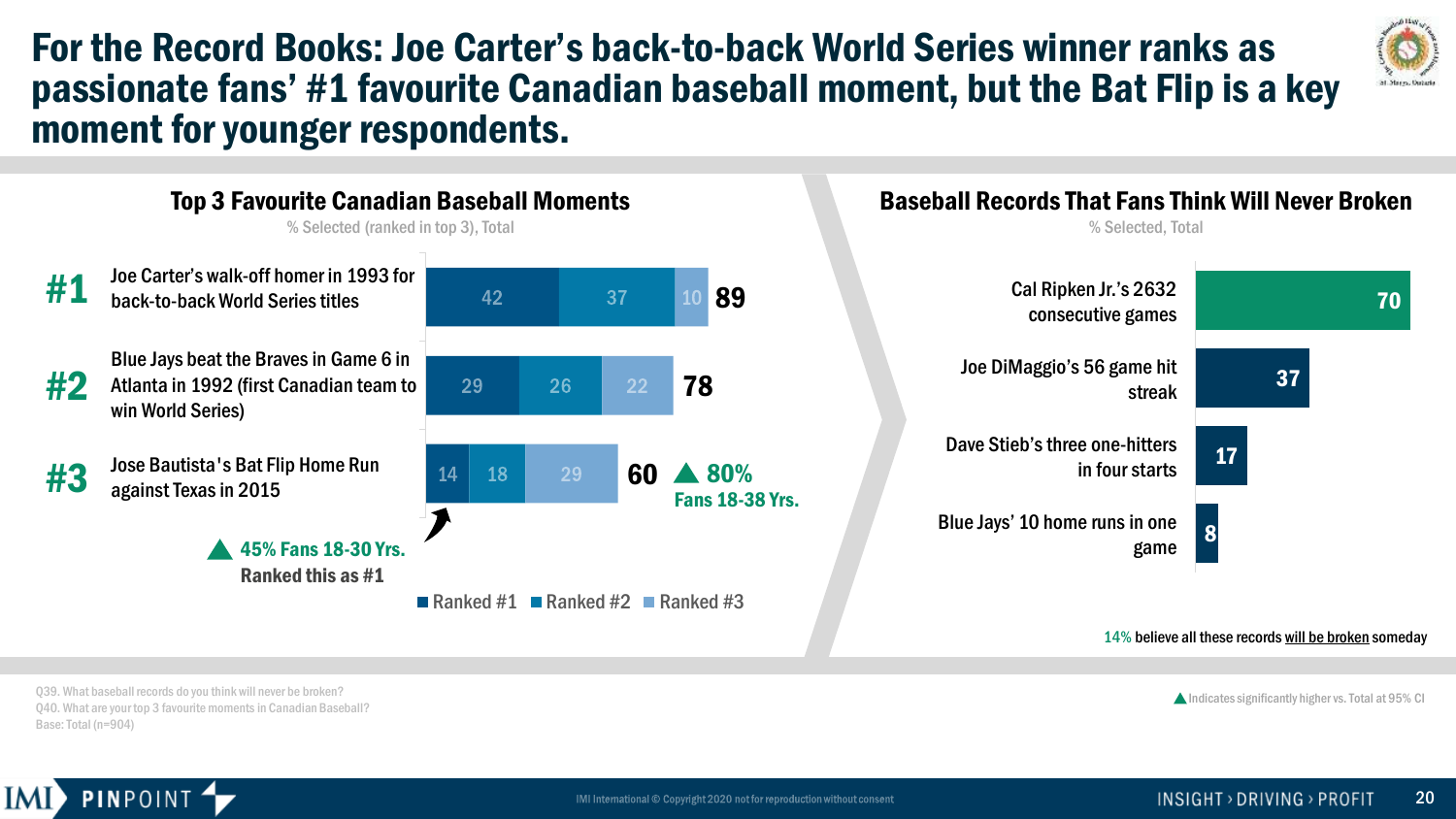# For the Record Books: Joe Carter's back-to-back World Series winner ranks as passionate fans' #1 favourite Canadian baseball moment, but the Bat Flip is a key moment for younger respondents.

## Top 3 Favourite Canadian Baseball Moments

% Selected (ranked in top 3), Total

| Rank | Moment | Ranked #1 | Ranked #2 | Ranked #3 | Total |
|---|---|---|---|---|---|
| #1 | Joe Carter's walk-off homer in 1993 for back-to-back World Series titles | 42 | 37 | 10 | 89 |
| #2 | Blue Jays beat the Braves in Game 6 in Atlanta in 1992 (first Canadian team to win World Series) | 29 | 26 | 22 | 78 |
| #3 | Jose Bautista's Bat Flip Home Run against Texas in 2015 | 14 | 18 | 29 | 60 ▲ 80% Fans 18-38 Yrs. |

▲ 45% Fans 18-30 Yrs. Ranked this as #1

## Baseball Records That Fans Think Will Never Broken

% Selected, Total

| Record | % |
|---|---|
| Cal Ripken Jr.'s 2632 consecutive games | 70 |
| Joe DiMaggio's 56 game hit streak | 37 |
| Dave Stieb's three one-hitters in four starts | 17 |
| Blue Jays' 10 home runs in one game | 8 |

14% believe all these records will be broken someday

Q39. What baseball records do you think will never be broken?
Q40. What are your top 3 favourite moments in Canadian Baseball?
Base: Total (n=904)

▲ Indicates significantly higher vs. Total at 95% CI

IMI International © Copyright 2020 not for reproduction without consent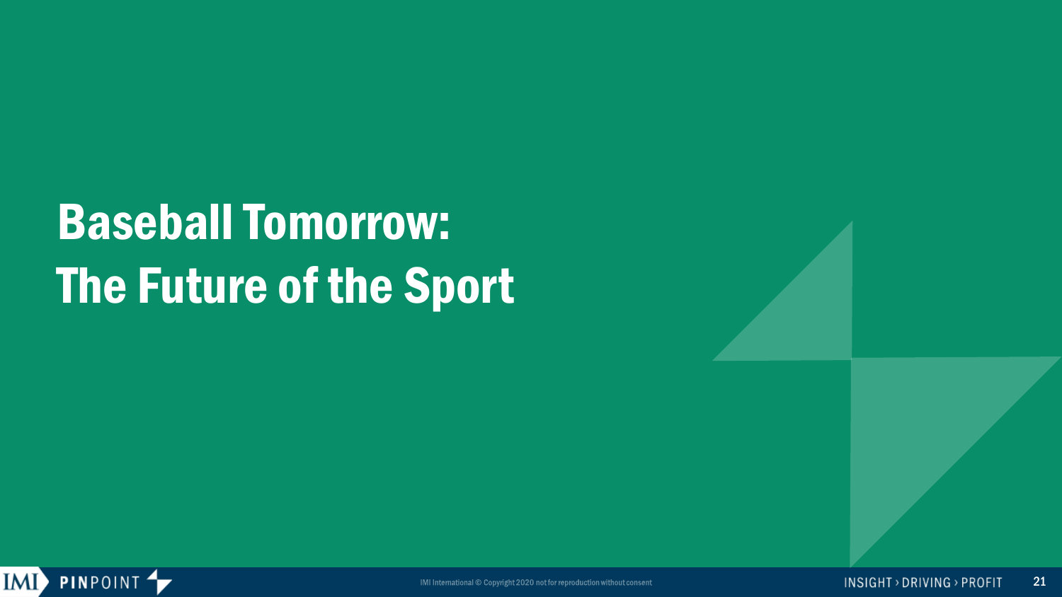# Baseball Tomorrow: The Future of the Sport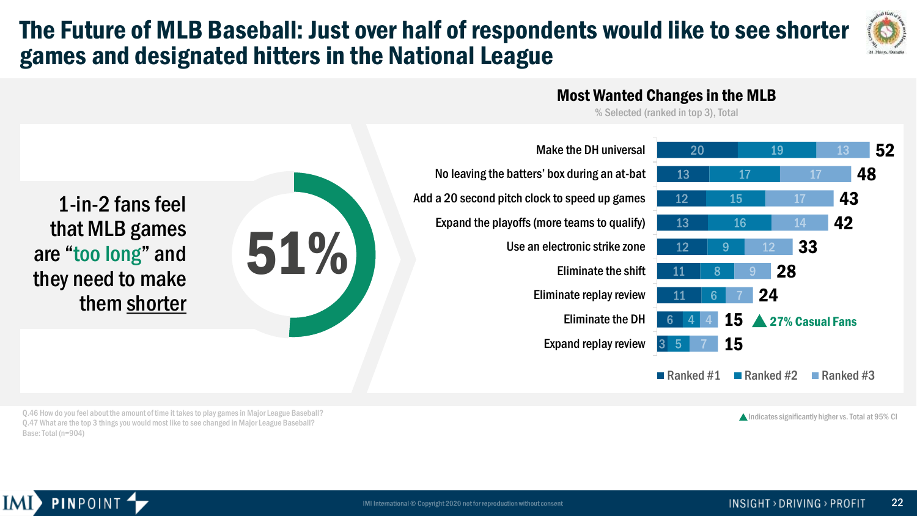# The Future of MLB Baseball: Just over half of respondents would like to see shorter games and designated hitters in the National League

1-in-2 fans feel that MLB games are "too long" and they need to make them shorter

**51%**

## Most Wanted Changes in the MLB

% Selected (ranked in top 3), Total

| Change | Ranked #1 | Ranked #2 | Ranked #3 | Total |
|---|---|---|---|---|
| Make the DH universal | 20 | 19 | 13 | 52 |
| No leaving the batters' box during an at-bat | 13 | 17 | 17 | 48 |
| Add a 20 second pitch clock to speed up games | 12 | 15 | 17 | 43 |
| Expand the playoffs (more teams to qualify) | 13 | 16 | 14 | 42 |
| Use an electronic strike zone | 12 | 9 | 12 | 33 |
| Eliminate the shift | 11 | 8 | 9 | 28 |
| Eliminate replay review | 11 | 6 | 7 | 24 |
| Eliminate the DH | 6 | 4 | 4 | 15 ▲ 27% Casual Fans |
| Expand replay review | 3 | 5 | 7 | 15 |

Q.46 How do you feel about the amount of time it takes to play games in Major League Baseball?
Q.47 What are the top 3 things you would most like to see changed in Major League Baseball?
Base: Total (n=904)

▲ Indicates significantly higher vs. Total at 95% CI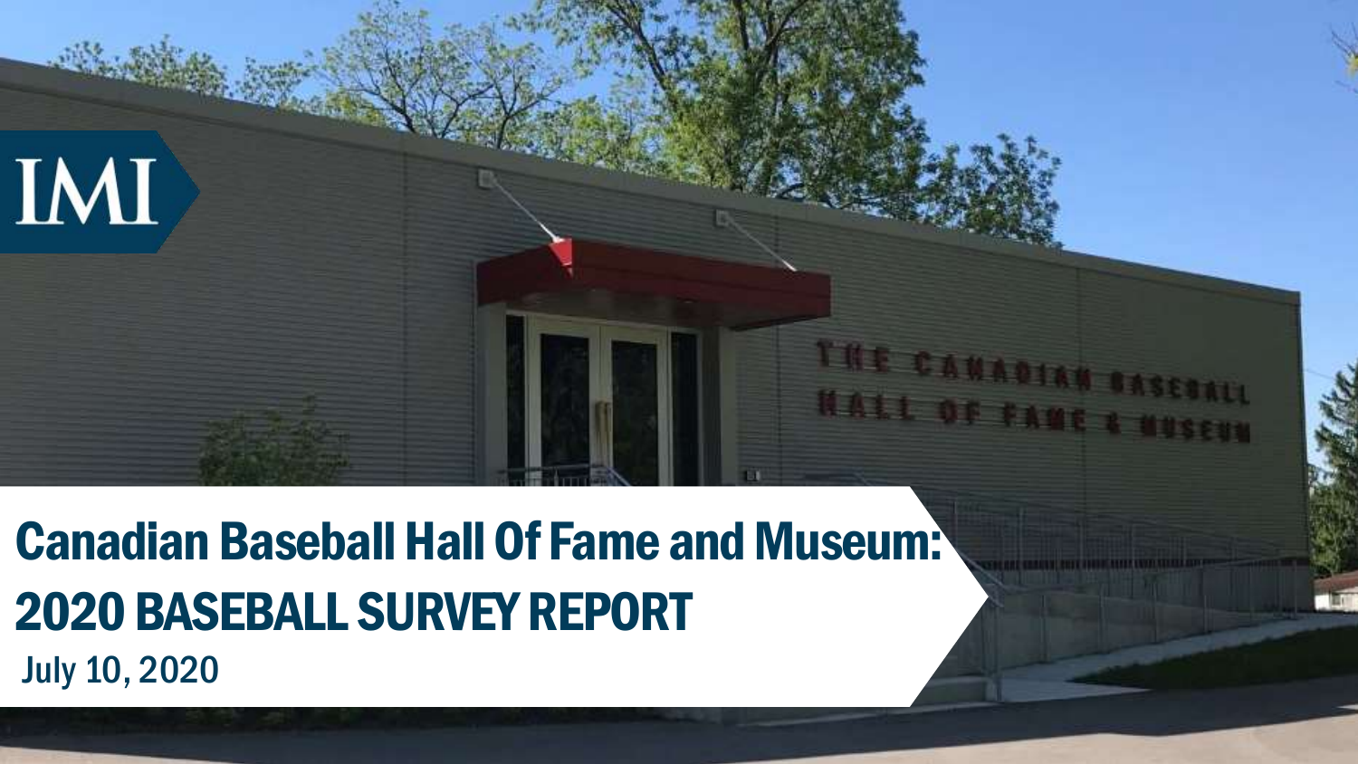IMI

# Canadian Baseball Hall Of Fame and Museum:

# 2020 BASEBALL SURVEY REPORT

July 10, 2020